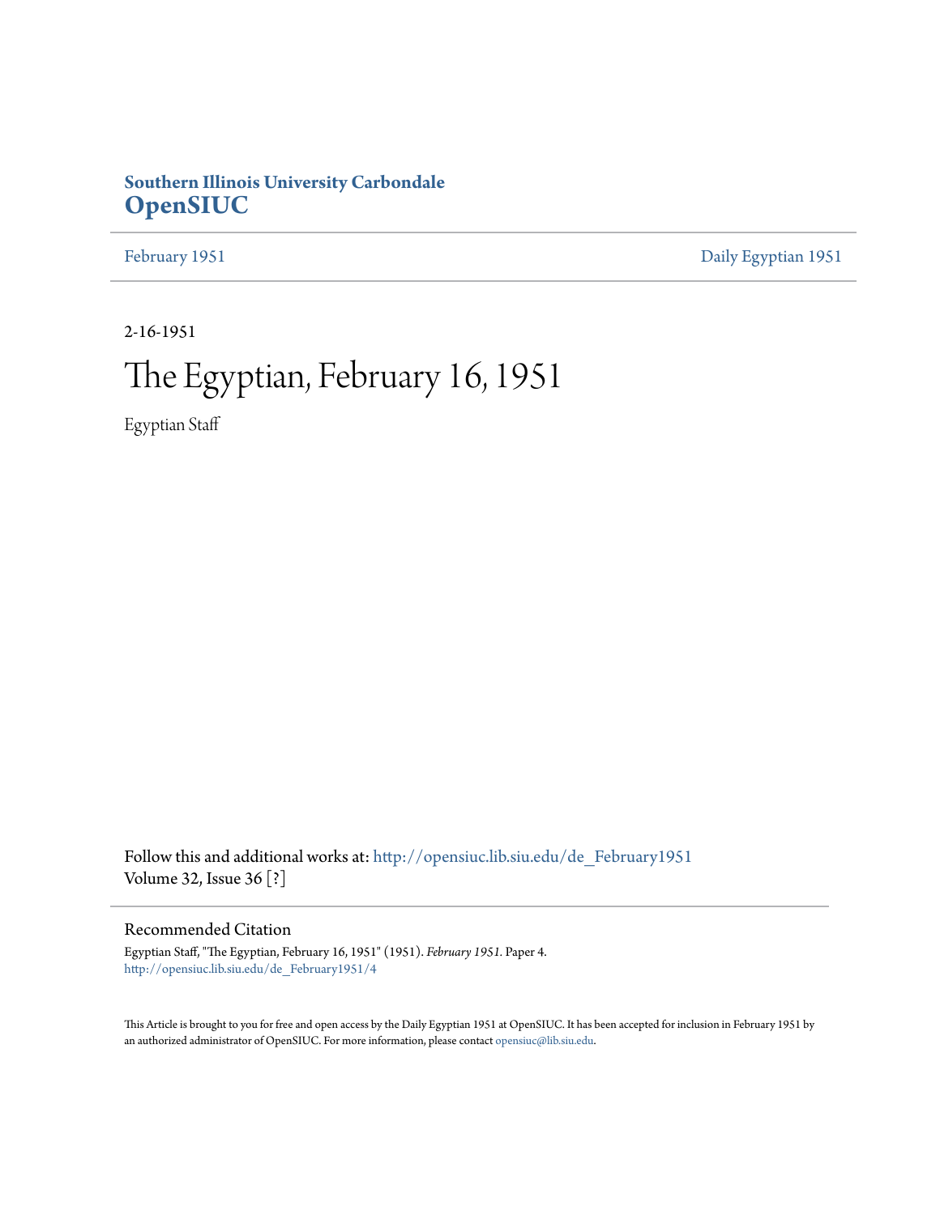**Southern Illinois University Carbondale**
# OpenSIUC

February 1951 | Daily Egyptian 1951

2-16-1951

# The Egyptian, February 16, 1951

Egyptian Staff

Follow this and additional works at: http://opensiuc.lib.siu.edu/de_February1951
Volume 32, Issue 36 [?]

## Recommended Citation

Egyptian Staff, "The Egyptian, February 16, 1951" (1951). *February 1951.* Paper 4.
http://opensiuc.lib.siu.edu/de_February1951/4

This Article is brought to you for free and open access by the Daily Egyptian 1951 at OpenSIUC. It has been accepted for inclusion in February 1951 by an authorized administrator of OpenSIUC. For more information, please contact opensiuc@lib.siu.edu.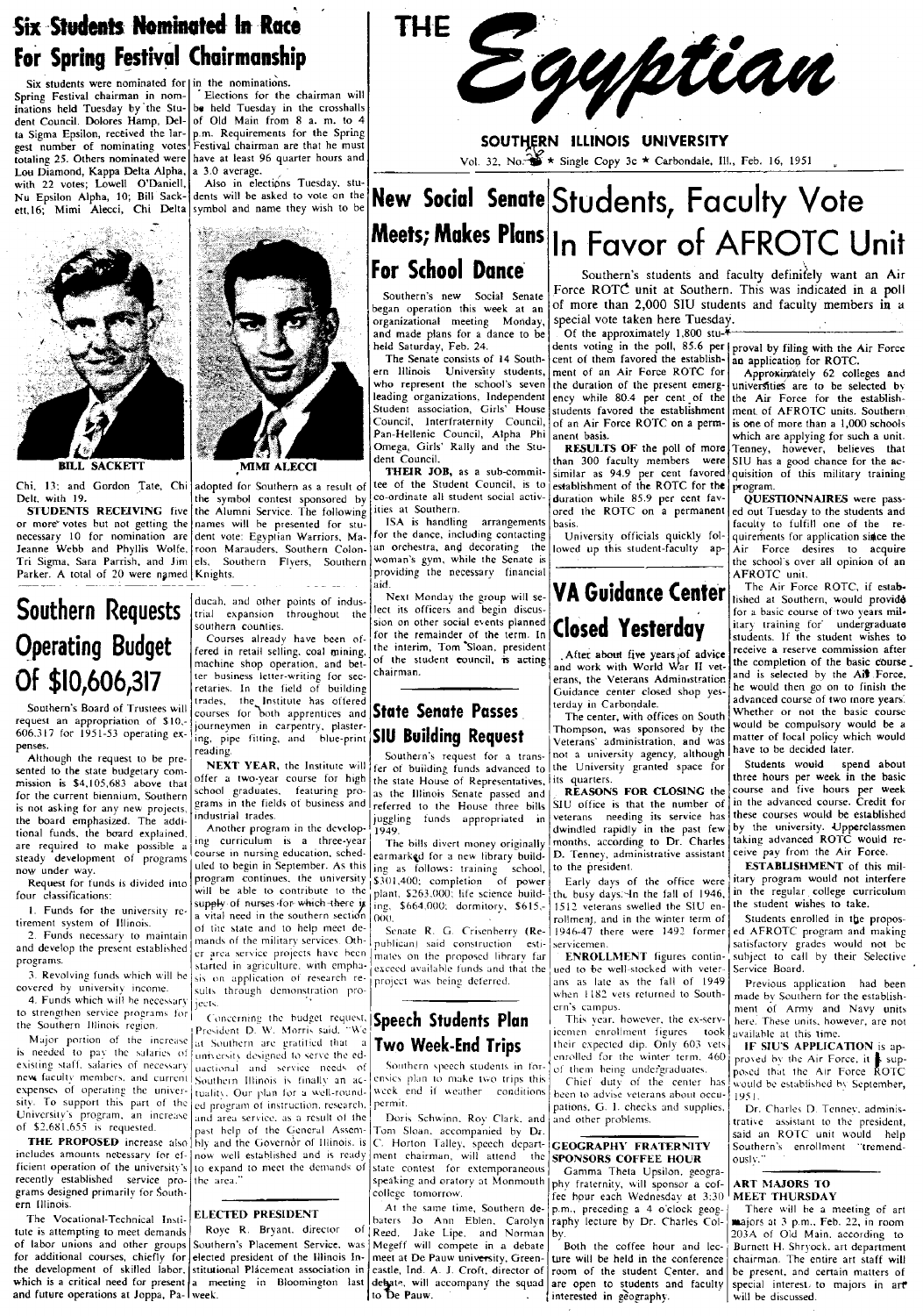# THE Egyptian

SOUTHERN ILLINOIS UNIVERSITY

Vol. 32, No. ★ Single Copy 3c ★ Carbondale, Ill., Feb. 16, 1951

## Six Students Nominated In Race For Spring Festival Chairmanship

Six students were nominated for Spring Festival chairman in nominations held Tuesday by the Student Council. Dolores Hamp, Delta Sigma Epsilon, received the largest number of nominating votes totaling 25. Others nominated were Lou Diamond, Kappa Delta Alpha, with 22 votes; Lowell O'Daniell, Nu Epsilon Alpha, 10; Bill Sackett, 16; Mimi Alecci, Chi Delta Chi, 13; and Gordon Tate, Chi Delt, with 19.

BILL SACKETT

MIMI ALECCI

**STUDENTS RECEIVING** five or more votes but not getting the necessary 10 for nomination are Jeanne Webb and Phyllis Wolfe, Tri Sigma, Sara Parrish, and Jim Parker. A total of 20 were named in the nominations.

Elections for the chairman will be held Tuesday in the crosshalls of Old Main from 8 a. m. to 4 p.m. Requirements for the Spring Festival chairman are that he must have at least 96 quarter hours and a 3.0 average.

Also in elections Tuesday, students will be asked to vote on the symbol and name they wish to be adopted for Southern as a result of the symbol contest sponsored by the Alumni Service. The following names will be presented for student vote: Egyptian Warriors, Maroon Marauders, Southern Colonels, Southern Flyers, Southern Knights.

## Southern Requests Operating Budget Of $10,606,317

Southern's Board of Trustees will request an appropriation of $10,606,317 for 1951-53 operating expenses.

Although the request to be presented to the state budgetary commission is $4,105,683 above that for the current biennium, Southern is not asking for any new projects, the board emphasized. The additional funds, the board explained, are required to make possible a steady development of programs now under way.

Request for funds is divided into four classifications:

1. Funds for the university retirement system of Illinois.
2. Funds necessary to maintain and develop the present established programs.
3. Revolving funds which will be covered by university income.
4. Funds which will be necessary to strengthen service programs for the Southern Illinois region.

Major portion of the increase is needed to pay the salaries of existing staff, salaries of necessary new faculty members, and current expenses of operating the university. To support this part of the University's program, an increase of $2,681,655 is requested.

**THE PROPOSED** increase also includes amounts necessary for efficient operation of the university's recently established service programs designed primarily for Southern Illinois.

The Vocational-Technical Institute is attempting to meet demands of labor unions and other groups for additional courses, chiefly for the development of skilled labor, which is a critical need for present and future operations at Joppa, Paducah, and other points of industrial expansion throughout the southern counties.

Courses already have been offered in retail selling, coal mining, machine shop operation, and better business letter-writing for secretaries. In the field of building trades, the Institute has offered courses for both apprentices and journeymen in carpentry, plastering, pipe fitting, and blue-print reading.

**NEXT YEAR,** the Institute will offer a two-year course for high school graduates, featuring programs in the fields of business and industrial trades.

Another program in the developing curriculum is a three-year course in nursing education, scheduled to begin in September. As this program continues, the university will be able to contribute to the supply of nurses for which there is a vital need in the southern section of the state and to help meet demands of the military services. Other area service projects have been started in agriculture, with emphasis on application of research results through demonstration projects.

Concerning the budget request, President D. W. Morris said, "We at Southern are gratified that a university designed to serve the educational and service needs of Southern Illinois is finally an actuality. Our plan for a well-rounded program of instruction, research, and area service, as a result of the past help of the General Assembly and the Governor of Illinois, is now well established and is ready to expand to meet the demands of the area."

### ELECTED PRESIDENT

Roye R. Bryant, director of Southern's Placement Service, was elected president of the Illinois Institutional Placement association in a meeting in Bloomington last week.

## New Social Senate Meets; Makes Plans For School Dance

Southern's new Social Senate began operation this week at an organizational meeting Monday, and made plans for a dance to be held Saturday, Feb. 24.

The Senate consists of 14 Southern Illinois University students, who represent the school's seven leading organizations, Independent Student association, Girls' House Council, Interfraternity Council, Pan-Hellenic Council, Alpha Phi Omega, Girls' Rally and the Student Council.

**THEIR JOB,** as a sub-committee of the Student Council, is to co-ordinate all student social activities at Southern.

ISA is handling arrangements for the dance, including contacting an orchestra, and decorating the woman's gym, while the Senate is providing the necessary financial aid.

Next Monday the group will select its officers and begin discussion on other social events planned for the remainder of the term. In the interim, Tom Sloan, president of the student council, is acting chairman.

## State Senate Passes SIU Building Request

Southern's request for a transfer of building funds advanced to the state House of Representatives, as the Illinois Senate passed and referred to the House three bills juggling funds appropriated in 1949.

The bills divert money originally earmarked for a new library building as follows: training school, $301,400; completion of power plant, $263,000; life science building, $664,000; dormitory, $615,000.

Senate R. G. Crisenberry (Republican) said construction estimates on the proposed library far exceed available funds and that the project was being deferred.

## Speech Students Plan Two Week-End Trips

Southern speech students in forensics plan to make two trips this week end if weather conditions permit.

Doris Schwinn, Roy Clark, and Tom Sloan, accompanied by Dr. C. Horton Talley, speech department chairman, will attend the state contest for extemporaneous speaking and oratory at Monmouth college tomorrow.

At the same time, Southern debaters Jo Ann Eblen, Carolyn Reed, Jake Lipe, and Norman Megeff will compete in a debate meet at De Pauw university, Greencastle, Ind. A. J. Croft, director of debate, will accompany the squad to De Pauw.

## Students, Faculty Vote In Favor of AFROTC Unit

Southern's students and faculty definitely want an Air Force ROTC unit at Southern. This was indicated in a poll of more than 2,000 SIU students and faculty members in a special vote taken here Tuesday.

Of the approximately 1,800 students voting in the poll, 85.6 per cent of them favored the establishment of an Air Force ROTC for the duration of the present emergency while 80.4 per cent of the students favored the establishment of an Air Force ROTC on a permanent basis.

**RESULTS OF** the poll of more than 300 faculty members were similar as 94.9 per cent favored establishment of the ROTC for the duration while 85.9 per cent favored the ROTC on a permanent basis.

University officials quickly followed up this student-faculty approval by filing with the Air Force an application for ROTC.

Approximately 62 colleges and universities are to be selected by the Air Force for the establishment of AFROTC units. Southern is one of more than 1,000 schools which are applying for such a unit. Tenney, however, believes that SIU has a good chance for the acquisition of this military training program.

**QUESTIONNAIRES** were passed out Tuesday to the students and faculty to fulfill one of the requirements for application since the Air Force desires to acquire the school's over all opinion of an AFROTC unit.

The Air Force ROTC, if established at Southern, would provide for a basic course of two years military training for undergraduate students. If the student wishes to receive a reserve commission after the completion of the basic course and is selected by the Air Force, he would then go on to finish the advanced course of two more years. Whether or not the basic course would be compulsory would be a matter of local policy which would have to be decided later.

Students would spend about three hours per week in the basic course and five hours per week in the advanced course. Credit for these courses would be established by the university. Upperclassmen taking advanced ROTC would receive pay from the Air Force.

**ESTABLISHMENT** of this military program would not interfere in the regular college curriculum the student wishes to take.

Students enrolled in the proposed AFROTC program and making satisfactory grades would not be subject to call by their Selective Service Board.

Previous application had been made by Southern for the establishment of Army and Navy units here. These units, however, are not available at this time.

**IF SIU'S APPLICATION** is approved by the Air Force, it is supposed that the Air Force ROTC would be established by September, 1951.

Dr. Charles D. Tenney, administrative assistant to the president, said an ROTC unit would help Southern's enrollment "tremendously."

## VA Guidance Center Closed Yesterday

After about five years of advice and work with World War II veterans, the Veterans Administration Guidance center closed shop yesterday in Carbondale.

The center, with offices on South Thompson, was sponsored by the Veterans' administration, and was not a university agency, although the University granted space for its quarters.

**REASONS FOR CLOSING** the SIU office is that the number of veterans needing its service has dwindled rapidly in the past few months, according to Dr. Charles D. Tenney, administrative assistant to the president.

Early days of the office were the busy days. In the fall of 1946, 1512 veterans swelled the SIU enrollment, and in the winter term of 1946-47 there were 1492 former servicemen.

**ENROLLMENT** figures continued to be well-stocked with veterans as late as the fall of 1949 when 1182 vets returned to Southern's campus.

This year, however, the ex-servicemen enrollment figures took their expected dip. Only 603 vets enrolled for the winter term, 460 of them being undergraduates.

Chief duty of the center has been to advise veterans about occupations, G. I. checks and supplies, and other problems.

### GEOGRAPHY FRATERNITY SPONSORS COFFEE HOUR

Gamma Theta Upsilon, geography fraternity, will sponsor a coffee hour each Wednesday at 3:30 p.m., preceding a 4 o'clock geography lecture by Dr. Charles Colby.

Both the coffee hour and lecture will be held in the conference room of the student Center, and are open to students and faculty interested in geography.

### ART MAJORS TO MEET THURSDAY

There will be a meeting of art majors at 3 p.m., Feb. 22, in room 203A of Old Main, according to Burnett H. Shryock, art department chairman. The entire art staff will be present, and certain matters of special interest to majors in art will be discussed.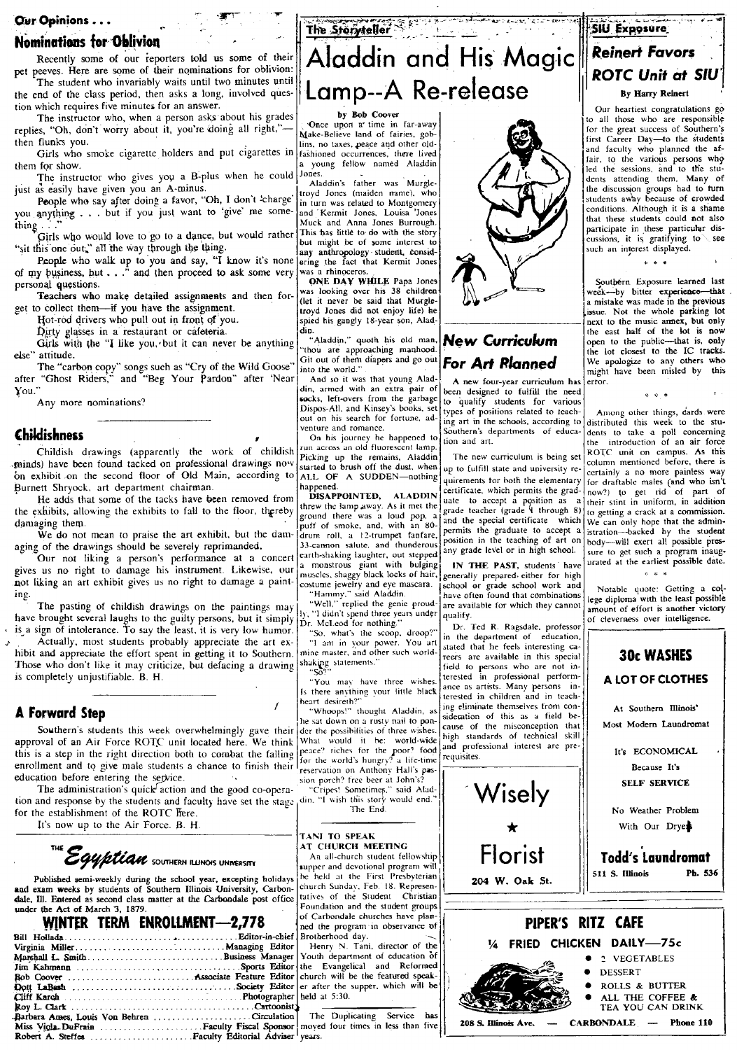## Our Opinions . . .

### Nominations for Oblivion

Recently some of our reporters told us some of their pet peeves. Here are some of their nominations for oblivion:

The student who invariably waits until two minutes until the end of the class period, then asks a long, involved question which requires five minutes for an answer.

The instructor who, when a person asks about his grades replies, "Oh, don't worry about it, you're doing all right,"—then flunks you.

Girls who smoke cigarette holders and put cigarettes in them for show.

The instructor who gives you a B-plus when he could just as easily have given you an A-minus.

People who say after doing a favor, "Oh, I don't 'charge' you anything . . . but if you just want to 'give' me something . . ."

Girls who would love to go to a dance, but would rather "sit this one out," all the way through the thing.

People who walk up to you and say, "I know it's none of my business, but . . ." and then proceed to ask some very personal questions.

Teachers who make detailed assignments and then forget to collect them—if you have the assignment.

Hot-rod drivers who pull out in front of you.

Dirty glasses in a restaurant or cafeteria.

Girls with the "I like you, but it can never be anything else" attitude.

The "carbon copy" songs such as "Cry of the Wild Goose" after "Ghost Riders," and "Beg Your Pardon" after 'Near You."

Any more nominations?

### Childishness

Childish drawings (apparently the work of childish minds) have been found tacked on professional drawings now on exhibit on the second floor of Old Main, according to Burnett Shryock, art department chairman.

He adds that some of the tacks have been removed from the exhibits, allowing the exhibits to fall to the floor, thereby damaging them.

We do not mean to praise the art exhibit, but the damaging of the drawings should be severely reprimanded.

Our not liking a person's performance at a concert gives us no right to damage his instrument. Likewise, our not liking an art exhibit gives us no right to damage a painting.

The pasting of childish drawings on the paintings may have brought several laughs to the guilty persons, but it simply is a sign of intolerance. To say the least, it is very low humor.

Actually, most students probably appreciate the art exhibit and appreciate the effort spent in getting it to Southern. Those who don't like it may criticize, but defacing a drawing is completely unjustifiable. B. H.

### A Forward Step

Southern's students this week overwhelmingly gave their approval of an Air Force ROTC unit located here. We think this is a step in the right direction both to combat the falling enrollment and to give male students a chance to finish their education before entering the service.

The administration's quick action and the good co-operation and response by the students and faculty have set the stage for the establishment of the ROTC here.

It's now up to the Air Force. B. H.

**THE *Egyptian* SOUTHERN ILLINOIS UNIVERSITY**

Published semi-weekly during the school year, excepting holidays and exam weeks by students of Southern Illinois University, Carbondale, Ill. Entered as second class matter at the Carbondale post office under the Act of March 3, 1879.

**WINTER TERM ENROLLMENT—2,778**

Bill Hollada .......... Editor-in-chief
Virginia Miller .......... Managing Editor
Marshall L. Smith .......... Business Manager
Jim Kahmann .......... Sports Editor
Bob Coover .......... Associate Feature Editor
Dott LaBash .......... Society Editor
Cliff Karch .......... Photographer
Roy L. Clark .......... Cartoonist
Barbara Ames, Louis Von Behren .......... Circulation
Miss Viola DuFrain .......... Faculty Fiscal Sponsor
Robert A. Steffes .......... Faculty Editorial Adviser

---

## The Storyteller

# Aladdin and His Magic Lamp--A Re-release

**by Bob Coover**

Once upon a time in far-away Make-Believe land of fairies, goblins, no taxes, peace and other old-fashioned occurrences, there lived a young fellow named Aladdin Jones.

Aladdin's father was Murgletroyd Jones (maiden name), who in turn was related to Montgomery and Kermit Jones, Louisa Jones Muck and Anna Jones Burrough. This has little to do with the story but might be of some interest to any anthropology student, considering the fact that Kermit Jones was a rhinoceros.

**ONE DAY WHILE** Papa Jones was looking over his 38 children (let it never be said that Murgletroyd Jones did not enjoy life) he spied his gangly 18-year son, Aladdin.

"Aladdin," quoth his old man, "thou are approaching manhood. Git out of them diapers and go out into the world."

And so it was that young Aladdin, armed with an extra pair of socks, left-overs from the garbage Dispos-All, and Kinsey's books, set out on his search for fortune, adventure and romance.

On his journey he happened to run across an old fluorescent lamp. Picking up the remains, Aladdin started to brush off the dust, when ALL OF A SUDDEN—nothing happened.

**DISAPPOINTED, ALADDIN** threw the lamp away. As it met the ground there was a loud pop, a puff of smoke, and, with an 80-drum roll, a 12-trumpet fanfare, 33-cannon salute, and thunderous earth-shaking laughter, out stepped a monstrous giant with bulging muscles, shaggy black locks of hair, costume jewelry and eye mascara.

"Hammy," said Aladdin.

"Well," replied the genie proudly, "I didn't spend three years under Dr. McLeod for nothing."

"So, what's the scoop, droop?"

"I am in your power. You art mine master, and other such world-shaking statements."

"So?"

"You may have three wishes. Is there anything your little black heart desireth?"

"Whoops!" thought Aladdin, as he sat down on a rusty nail to ponder the possibilities of three wishes. What would it be: world-wide peace? riches for the poor? food for the world's hungry? a life-time reservation on Anthony Hall's passion porch? free beer at John's?

"Cripes! Sometimes," said Aladdin, "I wish this story would end."

The End.

### TANI TO SPEAK AT CHURCH MEETING

An all-church student fellowship supper and devotional program will be held at the First Presbyterian church Sunday, Feb. 18. Representatives of the Student Christian Foundation and the student groups of Carbondale churches have planned the program in observance of Brotherhood day.

Henry N. Tani, director of the Youth department of education of the Evangelical and Reformed church will be the featured speaker after the supper, which will be held at 5:30.

The Duplicating Service has moved four times in less than five years.

---

## New Curriculum For Art Planned

A new four-year curriculum has been designed to fulfill the need to qualify students for various types of positions related to teaching art in the schools, according to Southern's departments of education and art.

The new curriculum is being set up to fulfill state and university requirements for both the elementary certificate, which permits the graduate to accept a position as a grade teacher (grade 1 through 8) and the special certificate which permits the graduate to accept a position in the teaching of art on any grade level or in high school.

**IN THE PAST,** students have generally prepared either for high school or grade school work and have often found that combinations are available for which they cannot qualify.

Dr. Ted R. Ragsdale, professor in the department of education, stated that he feels interesting careers are available in this special field to persons who are not interested in professional performance as artists. Many persons interested in children and in teaching eliminate themselves from consideration of this as a field because of the misconception that high standards of technical skill and professional interest are prerequisites.

**Wisely ★ Florist**
204 W. Oak St.

---

## SIU Exposure

### Reinert Favors ROTC Unit at SIU

**By Harry Reinert**

Our heartiest congratulations go to all those who are responsible for the great success of Southern's first Career Day—to the students and faculty who planned the affair, to the various persons who led the sessions, and to the students attending them. Many of the discussion groups had to turn students away because of crowded conditions. Although it is a shame that these students could not also participate in these particular discussions, it is gratifying to see such an interest displayed.

\* \* \*

Southern Exposure learned last week—by bitter experience—that a mistake was made in the previous issue. Not the whole parking lot next to the music annex, but only the east half of the lot is now open to the public—that is, only the lot closest to the IC tracks. We apologize to any others who might have been misled by this error.

\* \* \*

Among other things, dards were distributed this week to the students to take a poll concerning the introduction of an air force ROTC unit on campus. As this column mentioned before, there is certainly a no more painless way for draftable males (and who isn't now?) to get rid of part of their stint in uniform, in addition to getting a crack at a commission. We can only hope that the administration—backed by the student body—will exert all possible pressure to get such a program inaugurated at the earliest possible date.

\* \* \*

Notable quote: Getting a college diploma with the least possible amount of effort is another victory of cleverness over intelligence.

**30c WASHES**
**A LOT OF CLOTHES**

At Southern Illinois' Most Modern Laundromat

It's ECONOMICAL Because It's SELF SERVICE

No Weather Problem With Our Dryers

**Todd's Laundromat**
511 S. Illinois — Ph. 536

---

**PIPER'S RITZ CAFE**

**¼ FRIED CHICKEN DAILY—75c**

- 2 VEGETABLES
- DESSERT
- ROLLS & BUTTER
- ALL THE COFFEE & TEA YOU CAN DRINK

208 S. Illinois Ave. — CARBONDALE — Phone 110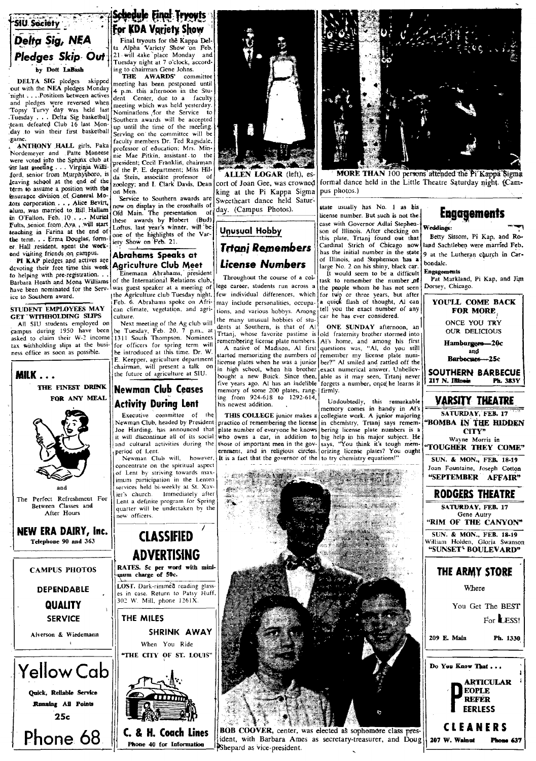SIU Society

## Delta Sig, NEA Pledges Skip Out

by Dott LaBash

DELTA SIG pledges skipped out with the NEA pledges Monday night . . . Positions between actives and pledges were reversed when Topsy Turvy day was held last Tuesday . . . Delta Sig basketball team defeated Club 16 last Monday to win their first basketball game.

ANTHONY HALL girls, Paka Nordemeyer and Patte Maneese were voted into the Sphinx club at its last meeting . . . Virginia Williford, senior from Murphysboro, is leaving school at the end of the term to assume a position with the insurance division of General Motors corporation . . . Alice Bevirt, alum, was married to Bill Hallam in O'Fallon, Feb. 10 . . . Muriel Fults, senior from Ava , will start teaching in Farina at the end of the term . . . Erma Douglas, former Hall resident, spent the weekend visiting friends on campus.

PI KAP pledges and actives are devoting their free time this week to helping with pre-registration. . . Barbara Heath and Mona Williams have been nominated for the Service to Southern award.

### STUDENT EMPLOYEES MAY GET WITHHOLDING SLIPS

All SIU students employed on campus during 1950 have been asked to claim their W-2 income tax withholding slips at the business office as soon as possible.

**MILK . . .**

THE FINEST DRINK FOR ANY MEAL

and

The Perfect Refreshment For Between Classes and After Hours

**NEW ERA DAIRY, Inc.**
Telephone 90 and 363

CAMPUS PHOTOS

DEPENDABLE

QUALITY

SERVICE

Alverson & Wiedemann

**Yellow Cab**

Quick, Reliable Service

Running All Points

25c

**Phone 68**

## Schedule Final Tryouts For KDA Variety Show

Final tryouts for the Kappa Delta Alpha Variety Show on Feb. 21 will take place Monday and Tuesday night at 7 o'clock, according to chairman Gene Johns.

THE AWARDS' committee meeting has been postponed until 4 p.m. this afternoon in the Student Center, due to a faculty meeting which was held yesterday. Nominations for the Service to Southern awards will be accepted up until the time of the meeting. Serving on the committee will be faculty members Dr. Ted Ragsdale, professor of education; Mrs. Minnie Mae Pitkin, assistant to the president; Cecil Franklin, chairman of the P. E. department; Miss Hilda Stein, associate professor of zoology; and I. Clark Davis, Dean of Men.

Service to Southern awards are now on display in the crosshalls of Old Main. The presentation of these awards by Robert (Bud) Loftus, last year's winner, will be one of the highlights of the Variety Show on Feb. 21.

## Abrahams Speaks at Agriculture Club Meet

Einemann Abrahams, president of the International Relations club, was guest speaker at a meeting of the Agriculture club Tuesday night, Feb. 6. Abrahams spoke on African climate, vegetation, and agriculture.

Next meeting of the Ag club will be Tuesday, Feb. 20, 7 p.m., at 1311 South Thompson. Nominees for officers for spring term will be introduced at this time. Dr. W. E. Keepper, agriculture department chairman, will present a talk on the future of agriculture at SIU.

## Newman Club Ceases Activity During Lent

Executive committee of the Newman Club, headed by President Joe Harding, has announced that it will discontinue all of its social and cultural activities during the period of Lent.

Newman Club will, however, concentrate on the spiritual aspect of Lent by striving towards maximum participation in the Lenten services held bi-weekly at St. Xavier's church. Immediately after Lent a definite program for Spring quarter will be undertaken by the new officers.

## CLASSIFIED ADVERTISING

RATES. 5c per word with minimum charge of 50c.

LOST. Dark-rimmed reading glasses in case. Return to Patsy Huff, 302 W. Mill, phone 1261X.

THE MILES

SHRINK AWAY

When You Ride

"THE CITY OF ST. LOUIS"

**C. & H. Coach Lines**
Phone 40 for Information

ALLEN LOGAR (left), escort of Joan Gee, was crowned king at the Pi Kappa Sigma Sweetheart dance held Saturday. (Campus Photos).

MORE THAN 100 persons attended the Pi Kappa Sigma formal dance held in the Little Theatre Saturday night. (Campus photos.)

### Unusual Hobby

## Trtanj Remembers License Numbers

Throughout the course of a college career, students run across a few individual differences, which may include personalities, occupations, and various hobbys. Among the many unusual hobbies of students at Southern, is that of Al Trtanj, whose favorite pastime is remembering license plate numbers.

A native of Madison, Al first started memorizing the numbers of license plates when he was a junior in high school, when his brother bought a new Buick. Since then, five years ago, Al has an indelible memory of some 200 plates, ranging from 924-618 to 1292-614, his newest addition.

THIS COLLEGE junior makes a practice of remembering the license plate number of everyone he knows who owns a car, in addition to those of important men in the government, and in religious circles. It is a fact that the governor of the state usually has No. 1 as his license number. But such is not the case with Governor Adlai Stephenson of Illinois. After checking on this plate, Trtanj found out that Cardinal Strich of Chicago now has the initial number in the state of Illinois, and Stephenson has a large No. 2 on his shiny, black car.

It would seem to be a difficult task to remember the number of the people whom he has not seen for two or three years, but after a quick flash of thought, Al can tell you the exact number of any car he has ever considered.

ONE SUNDAY afternoon, an old fraternity brother stormed into Al's home, and among his first questions was, "Al, do you still remember my license plate number?" Al smiled and rattled off the exact numerical answer. Unbelievable as it may seem, Trtanj never forgets a number, once he learns it firmly.

Undoubtedly, this remarkable memory comes in handy in Al's collegiate work. A junior majoring in chemistry, Trtanj says remembering license plate numbers is a big help in his major subject. He says, "You think it's tough memorizing license plates? You ought to try chemistry equations!"

BOB COOVER, center, was elected as sophomore class president, with Barbara Ames as secretary-treasurer, and Doug Shepard as vice-president.

## Engagements

**Weddings:**

Betty Sissom, Pi Kap, and Roland Sachtleben were married Feb. 9 at the Lutheran church in Carbondale.

**Engagements**

Pat Markland, Pi Kap, and Jim Dorsey, Chicago.

YOU'LL COME BACK FOR MORE

ONCE YOU TRY OUR DELICIOUS

Hamburgers—20c
and
Barbecues—25c

**SOUTHERN BARBECUE**
217 N. Illinois Ph. 383Y

## VARSITY THEATRE

SATURDAY, FEB. 17
"BOMBA IN THE HIDDEN CITY"
Wayne Morris in
"TOUGHER THEY COME"

SUN. & MON., FEB. 18-19
Joan Fountaine, Joseph Cotton
"SEPTEMBER AFFAIR"

## RODGERS THEATRE

SATURDAY, FEB. 17
Gene Autry
"RIM OF THE CANYON"

SUN. & MON., FEB. 18-19
William Holden, Gloria Swanson
"SUNSET BOULEVARD"

## THE ARMY STORE

Where

You Get The BEST For LESS!

209 E. Main Ph. 1330

Do You Know That . . .

PARTICULAR
PEOPLE
PREFER
PEERLESS

**CLEANERS**
207 W. Walnut Phone 637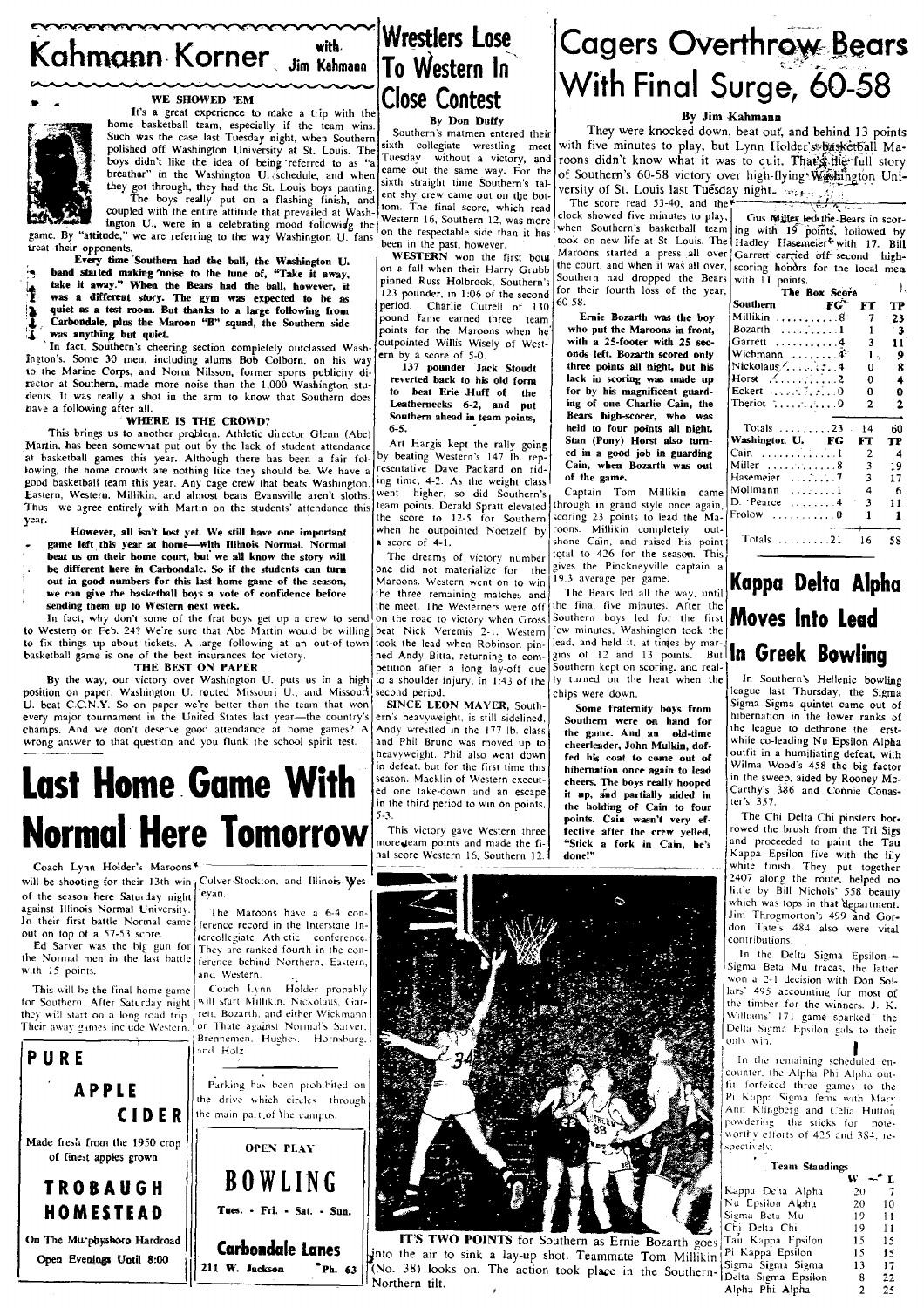# Kahmann Korner with Jim Kahmann

## WE SHOWED 'EM

It's a great experience to make a trip with the home basketball team, especially if the team wins. Such was the case last Tuesday night, when Southern polished off Washington University at St. Louis. The boys didn't like the idea of being referred to as "a breather" in the Washington U. schedule, and when they got through, they had the St. Louis boys panting.

The boys really put on a flashing finish, and coupled with the entire attitude that prevailed at Washington U., were in a celebrating mood following the game. By "attitude," we are referring to the way Washington U. fans treat their opponents.

**Every time Southern had the ball, the Washington U. band started making noise to the tune of, "Take it away, take it away." When the Bears had the ball, however, it was a different story. The gym was expected to be as quiet as a test room. But thanks to a large following from Carbondale, plus the Maroon "B" squad, the Southern side was anything but quiet.**

In fact, Southern's cheering section completely outclassed Washington's. Some 30 men, including alums Bob Colborn, on his way to the Marine Corps, and Norm Nilsson, former sports publicity director at Southern, made more noise than the 1,000 Washington students. It was really a shot in the arm to know that Southern does have a following after all.

### WHERE IS THE CROWD?

This brings us to another problem. Athletic director Glenn (Abe) Martin, has been somewhat put out by the lack of student attendance at basketball games this year. Although there has been a fair following, the home crowds are nothing like they should be. We have a good basketball team this year. Any cage crew that beats Washington, Eastern, Western, Millikin, and almost beats Evansville aren't sloths. Thus we agree entirely with Martin on the students' attendance this year.

**However, all isn't lost yet. We still have one important game left this year at home—with Illinois Normal. Normal beat us on their home court, but we all know the story will be different here in Carbondale. So if the students can turn out in good numbers for this last home game of the season, we can give the basketball boys a vote of confidence before sending them up to Western next week.**

In fact, why don't some of the frat boys get up a crew to send to Western on Feb. 24? We're sure that Abe Martin would be willing to fix things up about tickets. A large following at an out-of-town basketball game is one of the best insurances for victory.

### THE BEST ON PAPER

By the way, our victory over Washington U. puts us in a high position on paper. Washington U. routed Missouri U., and Missouri U. beat C.C.N.Y. So on paper we're better than the team that won every major tournament in the United States last year—the country's champs. And we don't deserve good attendance at home games? A wrong answer to that question and you flunk the school spirit test.

# Last Home Game With Normal Here Tomorrow

Coach Lynn Holder's Maroons will be shooting for their 13th win of the season here Saturday night against Illinois Normal University. In their first battle Normal came out on top of a 57-53 score.

Ed Sarver was the big gun for the Normal men in the last battle with 15 points.

This will be the final home game for Southern. After Saturday night they will start on a long road trip. Their away games include Western, Culver-Stockton, and Illinois Wesleyan.

The Maroons have a 6-4 conference record in the Interstate Intercollegiate Athletic conference. They are ranked fourth in the conference behind Northern, Eastern, and Western.

Coach Lynn Holder probably will start Millikin, Nickolaus, Garrett, Bozarth, and either Wickmann or Thate against Normal's Sarver, Brennemen, Hughes, Hornsburg, and Holz.

Parking has been prohibited on the drive which circles through the main part of the campus.

**PURE APPLE CIDER**
Made fresh from the 1950 crop of finest apples grown
**TROBAUGH HOMESTEAD**
On The Murphysboro Hardroad
Open Evenings Until 8:00

**OPEN PLAY BOWLING**
Tues. - Fri. - Sat. - Sun.
**Carbondale Lanes**
211 W. Jackson Ph. 63

# Wrestlers Lose To Western In Close Contest

By Don Duffy

Southern's matmen entered their sixth collegiate wrestling meet Tuesday without a victory, and came out the same way. For the sixth straight time Southern's talent shy crew came out on the bottom. The final score, which read Western 16, Southern 12, was more on the respectable side than it has been in the past, however.

**WESTERN** won the first bout on a fall when their Harry Grubb pinned Russ Holbrook, Southern's 123 pounder, in 1:06 of the second period. Charlie Cutrell of 130 pound fame earned three team points for the Maroons when he outpointed Willis Wisely of Western by a score of 5-0.

**137 pounder Jack Stoudt reverted back to his old form to beat Erie Huff of the Leathernecks 6-2, and put Southern ahead in team points, 6-5.**

Art Hargis kept the rally going by beating Western's 147 lb. representative Dave Packard on riding time, 4-2. As the weight class went higher, so did Southern's team points. Derald Spratt elevated the score to 12-5 for Southern when he outpointed Noetzelf by a score of 4-1.

The dreams of victory number one did not materialize for the Maroons. Western went on to win the three remaining matches and the meet. The Westerners were off on the road to victory when Gross beat Nick Veremis 2-1. Western took the lead when Robinson pinned Andy Bitta, returning to competition after a long lay-off due to a shoulder injury, in 1:43 of the second period.

**SINCE LEON MAYER**, Southern's heavyweight, is still sidelined, Andy wrestled in the 177 lb. class and Phil Bruno was moved up to heavyweight. Phil also went down in defeat, but for the first time this season. Macklin of Western executed one take-down and an escape in the third period to win on points, 5-3.

This victory gave Western three more team points and made the final score Western 16, Southern 12.

# Cagers Overthrow Bears With Final Surge, 60-58

By Jim Kahmann

They were knocked down, beat out, and behind 13 points with five minutes to play, but Lynn Holder's basketball Maroons didn't know what it was to quit. That's the full story of Southern's 60-58 victory over high-flying Washington University of St. Louis last Tuesday night.

The score read 53-40, and the clock showed five minutes to play, when Southern's basketball team took on new life at St. Louis. The Maroons started a press all over the court, and when it was all over, Southern had dropped the Bears for their fourth loss of the year, 60-58.

**Ernie Bozarth was the boy who put the Maroons in front, with a 25-footer with 25 seconds left. Bozarth scored only three points all night, but his lack in scoring was made up for by his magnificent guarding of one Charlie Cain, the Bears high-scorer, who was held to four points all night. Stan (Pony) Horst also turned in a good job in guarding Cain, when Bozarth was out of the game.**

Captain Tom Millikin came through in grand style once again, scoring 23 points to lead the Maroons. Millikin completely outshone Cain, and raised his point total to 426 for the season. This gives the Pinckneyville captain a 19.3 average per game.

The Bears led all the way, until the final five minutes. After the Southern boys led for the first few minutes, Washington took the lead, and held it, at times by margins of 12 and 13 points. But Southern kept on scoring, and really turned on the heat when the chips were down.

**Some fraternity boys from Southern were on hand for the game. And an old-time cheerleader, John Mulkin, doffed his coat to come out of hibernation once again to lead cheers. The boys really hooped it up, and partially aided in the holding of Cain to four points. Cain wasn't very effective after the crew yelled, "Stick a fork in Cain, he's done!"**

Gus Miller led the Bears in scoring with 19 points, followed by Hadley Hasemeier with 17. Bill Garrett carried off second high-scoring honors for the local men with 11 points.

The Box Score

| Southern | FG | FT | TP |
|---|---|---|---|
| Millikin | 8 | 7 | 23 |
| Bozarth | 1 | 1 | 3 |
| Garrett | 4 | 3 | 11 |
| Wichmann | 4 | 1 | 9 |
| Nickolaus | 4 | 0 | 8 |
| Horst | 2 | 0 | 4 |
| Eckert | 0 | 0 | 0 |
| Theriot | 0 | 2 | 2 |
| Totals | 23 | 14 | 60 |

| Washington U. | FG | FT | TP |
|---|---|---|---|
| Cain | 1 | 2 | 4 |
| Miller | 8 | 3 | 19 |
| Hasemeier | 7 | 3 | 17 |
| Mollmann | 1 | 4 | 6 |
| D. Pearce | 4 | 3 | 11 |
| Frolow | 0 | 1 | 1 |
| Totals | 21 | 16 | 58 |

**IT'S TWO POINTS** for Southern as Ernie Bozarth goes into the air to sink a lay-up shot. Teammate Tom Millikin (No. 38) looks on. The action took place in the Southern-Northern tilt.

# Kappa Delta Alpha Moves Into Lead In Greek Bowling

In Southern's Hellenic bowling league last Thursday, the Sigma Sigma Sigma quintet came out of hibernation in the lower ranks of the league to dethrone the erstwhile co-leading Nu Epsilon Alpha outfit in a humiliating defeat, with Wilma Wood's 458 the big factor in the sweep, aided by Rooney McCarthy's 386 and Connie Conaster's 357.

The Chi Delta Chi pinsters borrowed the brush from the Tri Sigs and proceeded to paint the Tau Kappa Epsilon five with the lily white finish. They put together 2407 along the route, helped no little by Bill Nichols' 558 beauty which was tops in that department. Jim Throgmorton's 499 and Gordon Tate's 484 also were vital contributions.

In the Delta Sigma Epsilon—Sigma Beta Mu fracas, the latter won a 2-1 decision with Don Sollars' 495 accounting for most of the timber for the winners. J. K. Williams' 171 game sparked the Delta Sigma Epsilon gals to their only win.

In the remaining scheduled encounter, the Alpha Phi Alpha outfit forfeited three games to the Pi Kappa Sigma fems with Mary Ann Klingberg and Celia Hutton powdering the sticks for noteworthy efforts of 425 and 384, respectively.

Team Standings

| | W | L |
|---|---|---|
| Kappa Delta Alpha | 20 | 7 |
| Nu Epsilon Alpha | 20 | 10 |
| Sigma Beta Mu | 19 | 11 |
| Chi Delta Chi | 19 | 11 |
| Tau Kappa Epsilon | 15 | 15 |
| Pi Kappa Epsilon | 15 | 15 |
| Sigma Sigma Sigma | 13 | 17 |
| Delta Sigma Epsilon | 8 | 22 |
| Alpha Phi Alpha | 2 | 25 |